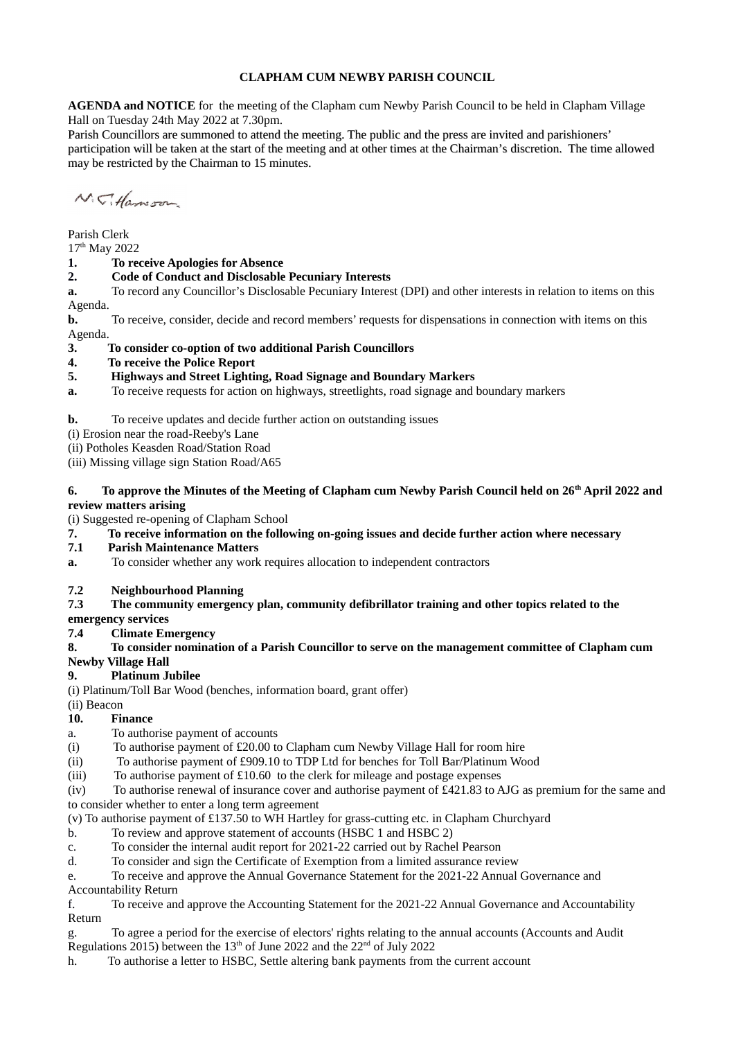# CLAPHAM CUM NEWBY PARISH COUNCIL

**AGENDA and NOTICE** for the meeting of the Clapham cum Newby Parish Council to be held in Clapham Village Hall on Tuesday 24th May 2022 at 7.30pm.

Parish Councillors are summoned to attend the meeting. The public and the press are invited and parishioners' participation will be taken at the start of the meeting and at other times at the Chairman's discretion. The time allowed may be restricted by the Chairman to 15 minutes.

N.T. Harrison

Parish Clerk
17th May 2022

**1. To receive Apologies for Absence**

**2. Code of Conduct and Disclosable Pecuniary Interests**

**a.** To record any Councillor's Disclosable Pecuniary Interest (DPI) and other interests in relation to items on this Agenda.

**b.** To receive, consider, decide and record members' requests for dispensations in connection with items on this Agenda.

**3. To consider co-option of two additional Parish Councillors**

**4. To receive the Police Report**

**5. Highways and Street Lighting, Road Signage and Boundary Markers**

**a.** To receive requests for action on highways, streetlights, road signage and boundary markers

**b.** To receive updates and decide further action on outstanding issues

(i) Erosion near the road-Reeby's Lane

(ii) Potholes Keasden Road/Station Road

(iii) Missing village sign Station Road/A65

**6. To approve the Minutes of the Meeting of Clapham cum Newby Parish Council held on 26th April 2022 and review matters arising**

(i) Suggested re-opening of Clapham School

**7. To receive information on the following on-going issues and decide further action where necessary**

**7.1 Parish Maintenance Matters**

**a.** To consider whether any work requires allocation to independent contractors

**7.2 Neighbourhood Planning**

**7.3 The community emergency plan, community defibrillator training and other topics related to the emergency services**

**7.4 Climate Emergency**

**8. To consider nomination of a Parish Councillor to serve on the management committee of Clapham cum Newby Village Hall**

**9. Platinum Jubilee**

(i) Platinum/Toll Bar Wood (benches, information board, grant offer)

(ii) Beacon

**10. Finance**

a. To authorise payment of accounts

(i) To authorise payment of £20.00 to Clapham cum Newby Village Hall for room hire

(ii) To authorise payment of £909.10 to TDP Ltd for benches for Toll Bar/Platinum Wood

(iii) To authorise payment of £10.60 to the clerk for mileage and postage expenses

(iv) To authorise renewal of insurance cover and authorise payment of £421.83 to AJG as premium for the same and to consider whether to enter a long term agreement

(v) To authorise payment of £137.50 to WH Hartley for grass-cutting etc. in Clapham Churchyard

b. To review and approve statement of accounts (HSBC 1 and HSBC 2)

c. To consider the internal audit report for 2021-22 carried out by Rachel Pearson

d. To consider and sign the Certificate of Exemption from a limited assurance review

e. To receive and approve the Annual Governance Statement for the 2021-22 Annual Governance and Accountability Return

f. To receive and approve the Accounting Statement for the 2021-22 Annual Governance and Accountability Return

g. To agree a period for the exercise of electors' rights relating to the annual accounts (Accounts and Audit Regulations 2015) between the 13th of June 2022 and the 22nd of July 2022

h. To authorise a letter to HSBC, Settle altering bank payments from the current account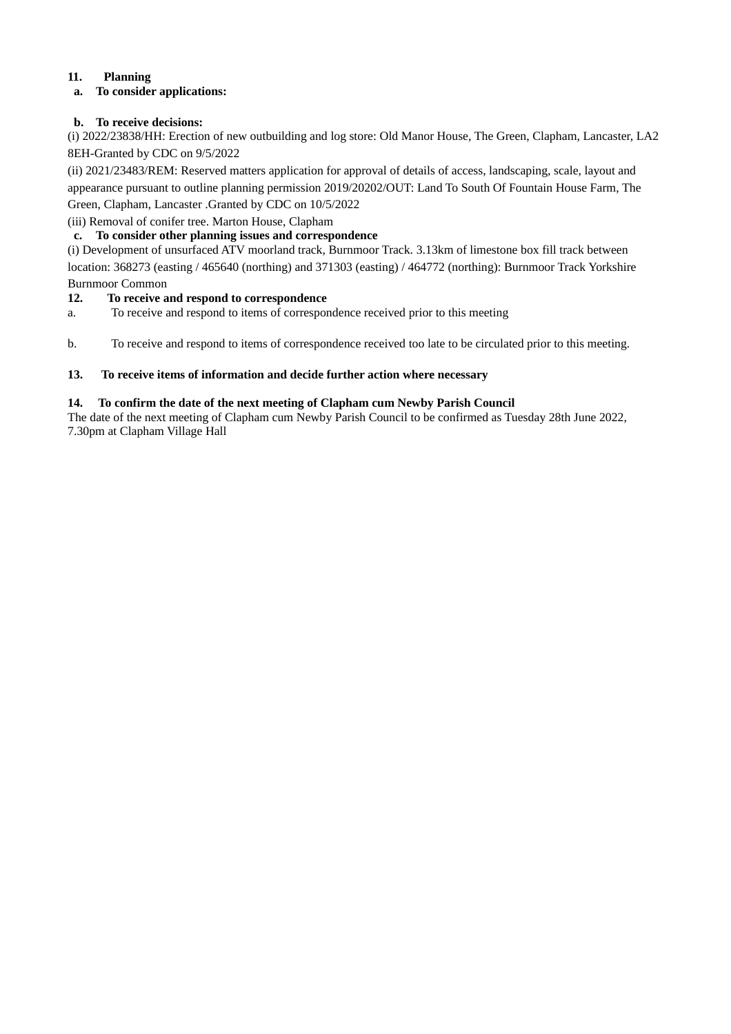**11. Planning**

**a. To consider applications:**

**b. To receive decisions:**

(i) 2022/23838/HH: Erection of new outbuilding and log store: Old Manor House, The Green, Clapham, Lancaster, LA2 8EH-Granted by CDC on 9/5/2022

(ii) 2021/23483/REM: Reserved matters application for approval of details of access, landscaping, scale, layout and appearance pursuant to outline planning permission 2019/20202/OUT: Land To South Of Fountain House Farm, The Green, Clapham, Lancaster .Granted by CDC on 10/5/2022

(iii) Removal of conifer tree. Marton House, Clapham

**c. To consider other planning issues and correspondence**

(i) Development of unsurfaced ATV moorland track, Burnmoor Track. 3.13km of limestone box fill track between location: 368273 (easting / 465640 (northing) and 371303 (easting) / 464772 (northing): Burnmoor Track Yorkshire Burnmoor Common

**12. To receive and respond to correspondence**

a. To receive and respond to items of correspondence received prior to this meeting

b. To receive and respond to items of correspondence received too late to be circulated prior to this meeting.

**13. To receive items of information and decide further action where necessary**

**14. To confirm the date of the next meeting of Clapham cum Newby Parish Council**

The date of the next meeting of Clapham cum Newby Parish Council to be confirmed as Tuesday 28th June 2022, 7.30pm at Clapham Village Hall